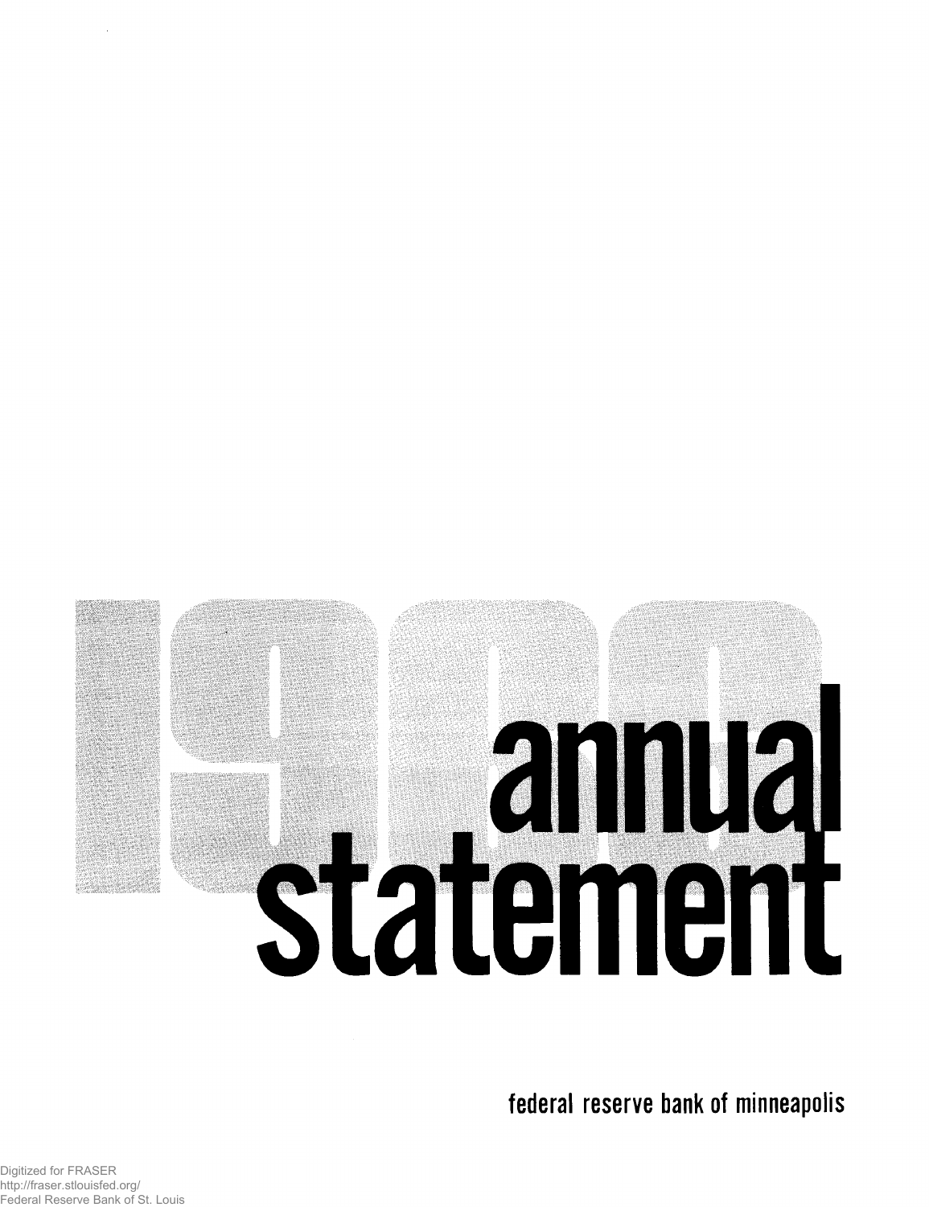# 1966 annual statement

federal reserve bank of minneapolis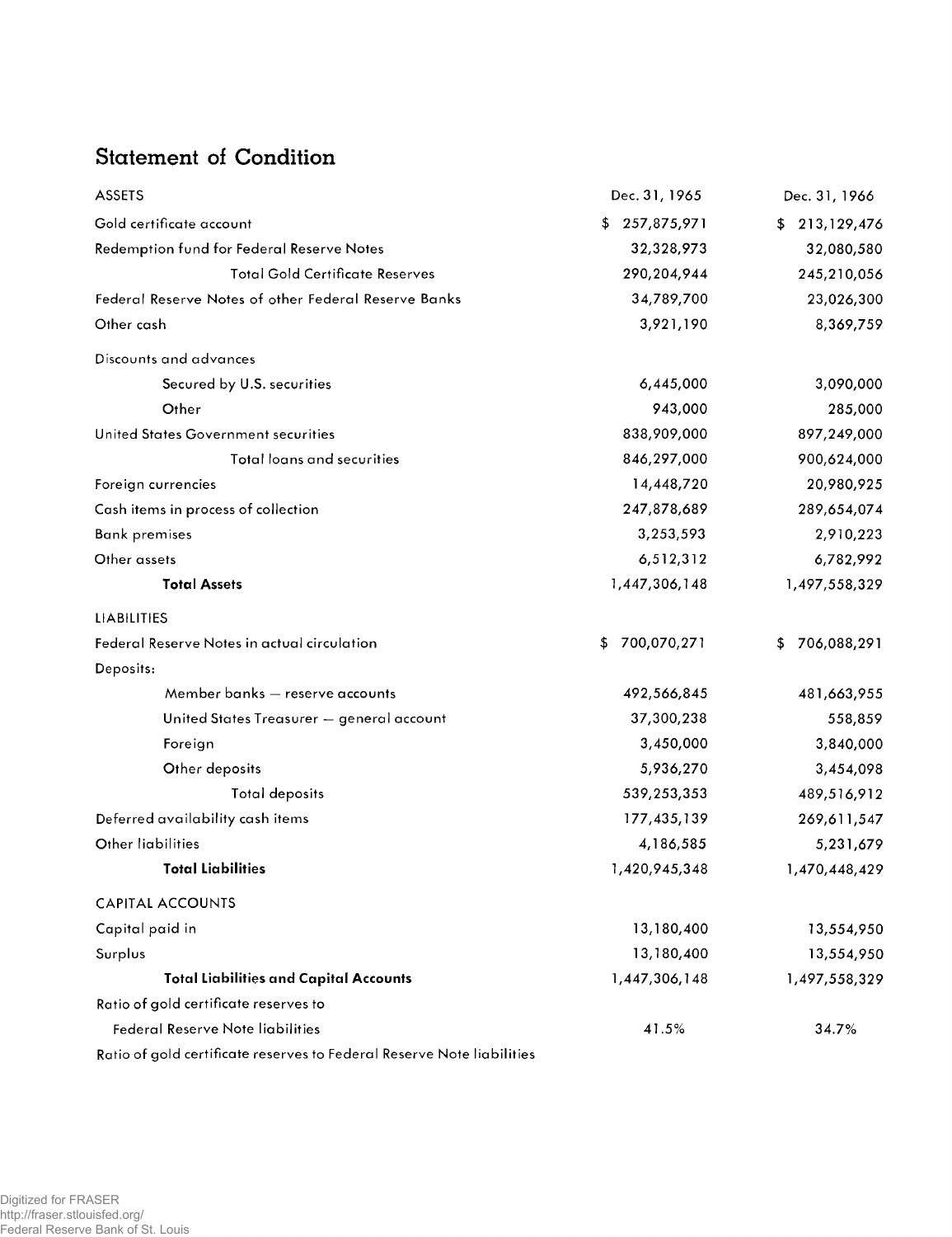## Statement of Condition

| ASSETS | Dec. 31, 1965 | Dec. 31, 1966 |
|---|---|---|
| Gold certificate account | $ 257,875,971 | $ 213,129,476 |
| Redemption fund for Federal Reserve Notes | 32,328,973 | 32,080,580 |
| Total Gold Certificate Reserves | 290,204,944 | 245,210,056 |
| Federal Reserve Notes of other Federal Reserve Banks | 34,789,700 | 23,026,300 |
| Other cash | 3,921,190 | 8,369,759 |
| Discounts and advances | | |
| Secured by U.S. securities | 6,445,000 | 3,090,000 |
| Other | 943,000 | 285,000 |
| United States Government securities | 838,909,000 | 897,249,000 |
| Total loans and securities | 846,297,000 | 900,624,000 |
| Foreign currencies | 14,448,720 | 20,980,925 |
| Cash items in process of collection | 247,878,689 | 289,654,074 |
| Bank premises | 3,253,593 | 2,910,223 |
| Other assets | 6,512,312 | 6,782,992 |
| **Total Assets** | 1,447,306,148 | 1,497,558,329 |
| LIABILITIES | | |
| Federal Reserve Notes in actual circulation | $ 700,070,271 | $ 706,088,291 |
| Deposits: | | |
| Member banks — reserve accounts | 492,566,845 | 481,663,955 |
| United States Treasurer — general account | 37,300,238 | 558,859 |
| Foreign | 3,450,000 | 3,840,000 |
| Other deposits | 5,936,270 | 3,454,098 |
| Total deposits | 539,253,353 | 489,516,912 |
| Deferred availability cash items | 177,435,139 | 269,611,547 |
| Other liabilities | 4,186,585 | 5,231,679 |
| **Total Liabilities** | 1,420,945,348 | 1,470,448,429 |
| CAPITAL ACCOUNTS | | |
| Capital paid in | 13,180,400 | 13,554,950 |
| Surplus | 13,180,400 | 13,554,950 |
| **Total Liabilities and Capital Accounts** | 1,447,306,148 | 1,497,558,329 |
| Ratio of gold certificate reserves to Federal Reserve Note liabilities | 41.5% | 34.7% |

Ratio of gold certificate reserves to Federal Reserve Note liabilities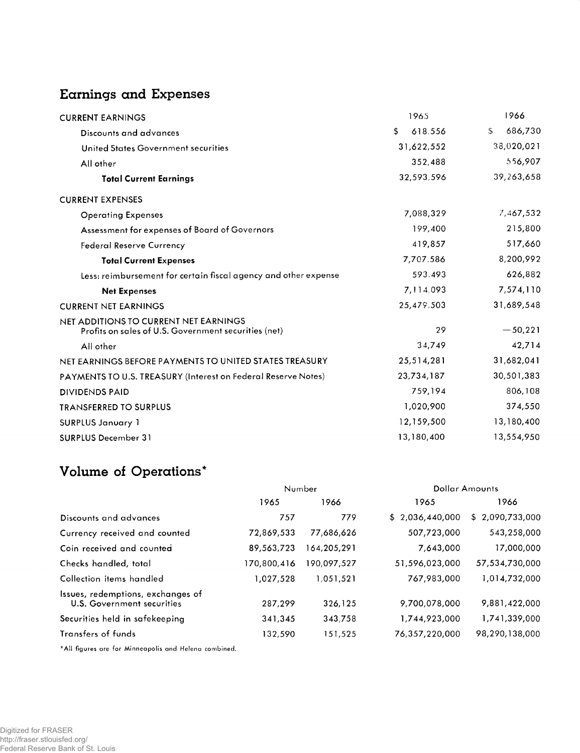## Earnings and Expenses

| | 1965 | 1966 |
|---|---|---|
| CURRENT EARNINGS | | |
| Discounts and advances | $ 618,556 | $ 686,730 |
| United States Government securities | 31,622,552 | 38,020,021 |
| All other | 352,488 | 556,907 |
| **Total Current Earnings** | 32,593,596 | 39,263,658 |
| CURRENT EXPENSES | | |
| Operating Expenses | 7,088,329 | 7,467,532 |
| Assessment for expenses of Board of Governors | 199,400 | 215,800 |
| Federal Reserve Currency | 419,857 | 517,660 |
| **Total Current Expenses** | 7,707,586 | 8,200,992 |
| Less: reimbursement for certain fiscal agency and other expense | 593,493 | 626,882 |
| **Net Expenses** | 7,114,093 | 7,574,110 |
| CURRENT NET EARNINGS | 25,479,503 | 31,689,548 |
| NET ADDITIONS TO CURRENT NET EARNINGS Profits on sales of U.S. Government securities (net) | 29 | —50,221 |
| All other | 34,749 | 42,714 |
| NET EARNINGS BEFORE PAYMENTS TO UNITED STATES TREASURY | 25,514,281 | 31,682,041 |
| PAYMENTS TO U.S. TREASURY (Interest on Federal Reserve Notes) | 23,734,187 | 30,501,383 |
| DIVIDENDS PAID | 759,194 | 806,108 |
| TRANSFERRED TO SURPLUS | 1,020,900 | 374,550 |
| SURPLUS January 1 | 12,159,500 | 13,180,400 |
| SURPLUS December 31 | 13,180,400 | 13,554,950 |

## Volume of Operations*

| | Number | | Dollar Amounts | |
|---|---|---|---|---|
| | 1965 | 1966 | 1965 | 1966 |
| Discounts and advances | 757 | 779 | $ 2,036,440,000 | $ 2,090,733,000 |
| Currency received and counted | 72,869,533 | 77,686,626 | 507,723,000 | 543,258,000 |
| Coin received and counted | 89,563,723 | 164,205,291 | 7,643,000 | 17,000,000 |
| Checks handled, total | 170,800,416 | 190,097,527 | 51,596,023,000 | 57,534,730,000 |
| Collection items handled | 1,027,528 | 1,051,521 | 767,983,000 | 1,014,732,000 |
| Issues, redemptions, exchanges of U.S. Government securities | 287,299 | 326,125 | 9,700,078,000 | 9,881,422,000 |
| Securities held in safekeeping | 341,345 | 343,758 | 1,744,923,000 | 1,741,339,000 |
| Transfers of funds | 132,590 | 151,525 | 76,357,220,000 | 98,290,138,000 |

*All figures are for Minneapolis and Helena combined.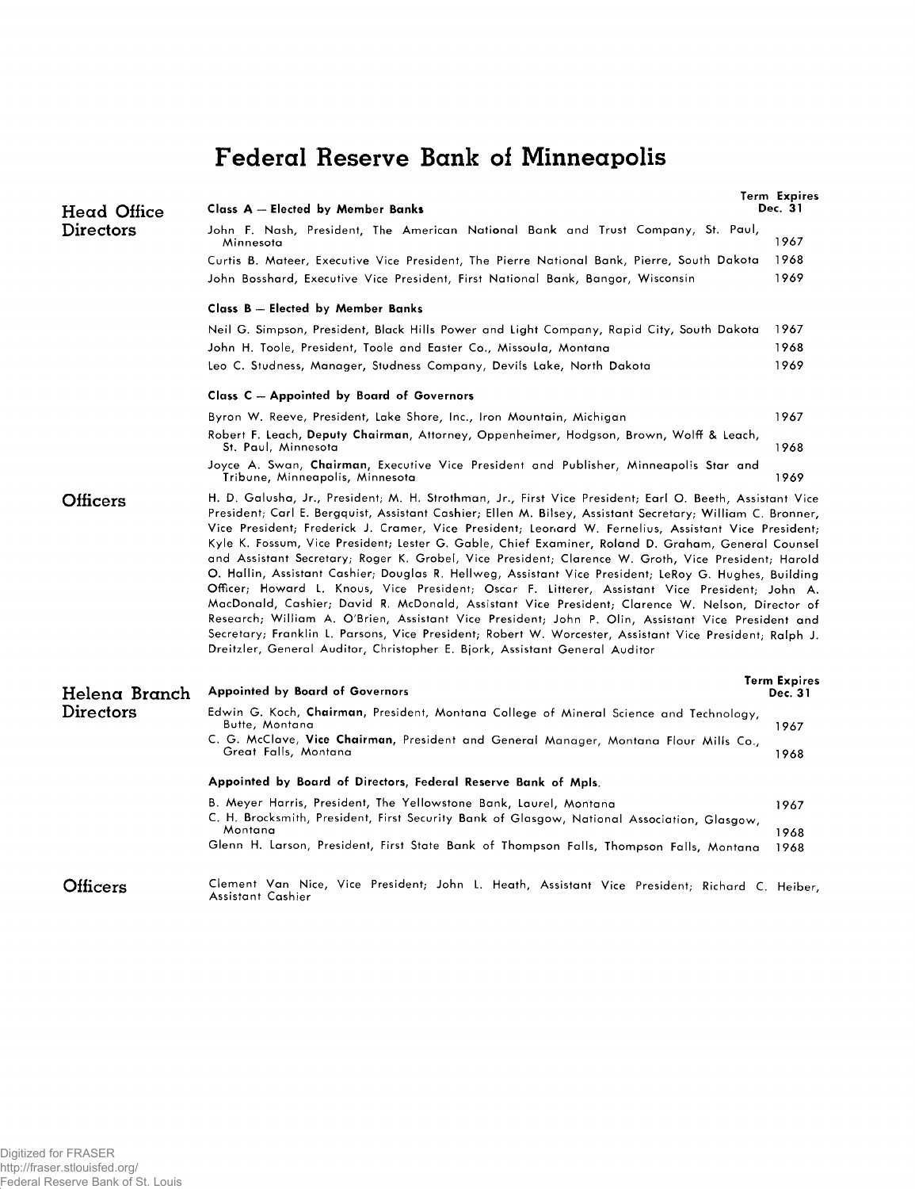# Federal Reserve Bank of Minneapolis

## Head Office Directors

| Class A — Elected by Member Banks | Term Expires Dec. 31 |
| --- | --- |
| John F. Nash, President, The American National Bank and Trust Company, St. Paul, Minnesota | 1967 |
| Curtis B. Mateer, Executive Vice President, The Pierre National Bank, Pierre, South Dakota | 1968 |
| John Bosshard, Executive Vice President, First National Bank, Bangor, Wisconsin | 1969 |
| **Class B — Elected by Member Banks** | |
| Neil G. Simpson, President, Black Hills Power and Light Company, Rapid City, South Dakota | 1967 |
| John H. Toole, President, Toole and Easter Co., Missoula, Montana | 1968 |
| Leo C. Studness, Manager, Studness Company, Devils Lake, North Dakota | 1969 |
| **Class C — Appointed by Board of Governors** | |
| Byron W. Reeve, President, Lake Shore, Inc., Iron Mountain, Michigan | 1967 |
| Robert F. Leach, **Deputy Chairman**, Attorney, Oppenheimer, Hodgson, Brown, Wolff & Leach, St. Paul, Minnesota | 1968 |
| Joyce A. Swan, **Chairman**, Executive Vice President and Publisher, Minneapolis Star and Tribune, Minneapolis, Minnesota | 1969 |

## Officers

H. D. Galusha, Jr., President; M. H. Strothman, Jr., First Vice President; Earl O. Beeth, Assistant Vice President; Carl E. Bergquist, Assistant Cashier; Ellen M. Bilsey, Assistant Secretary; William C. Bronner, Vice President; Frederick J. Cramer, Vice President; Leonard W. Fernelius, Assistant Vice President; Kyle K. Fossum, Vice President; Lester G. Gable, Chief Examiner, Roland D. Graham, General Counsel and Assistant Secretary; Roger K. Grobel, Vice President; Clarence W. Groth, Vice President; Harold O. Hallin, Assistant Cashier; Douglas R. Hellweg, Assistant Vice President; LeRoy G. Hughes, Building Officer; Howard L. Knous, Vice President; Oscar F. Litterer, Assistant Vice President; John A. MacDonald, Cashier; David R. McDonald, Assistant Vice President; Clarence W. Nelson, Director of Research; William A. O'Brien, Assistant Vice President; John P. Olin, Assistant Vice President and Secretary; Franklin L. Parsons, Vice President; Robert W. Worcester, Assistant Vice President; Ralph J. Dreitzler, General Auditor, Christopher E. Bjork, Assistant General Auditor

## Helena Branch Directors

| Appointed by Board of Governors | Term Expires Dec. 31 |
| --- | --- |
| Edwin G. Koch, **Chairman**, President, Montana College of Mineral Science and Technology, Butte, Montana | 1967 |
| C. G. McClave, **Vice Chairman**, President and General Manager, Montana Flour Mills Co., Great Falls, Montana | 1968 |
| **Appointed by Board of Directors, Federal Reserve Bank of Mpls.** | |
| B. Meyer Harris, President, The Yellowstone Bank, Laurel, Montana | 1967 |
| C. H. Brocksmith, President, First Security Bank of Glasgow, National Association, Glasgow, Montana | 1968 |
| Glenn H. Larson, President, First State Bank of Thompson Falls, Thompson Falls, Montana | 1968 |

## Officers

Clement Van Nice, Vice President; John L. Heath, Assistant Vice President; Richard C. Heiber, Assistant Cashier